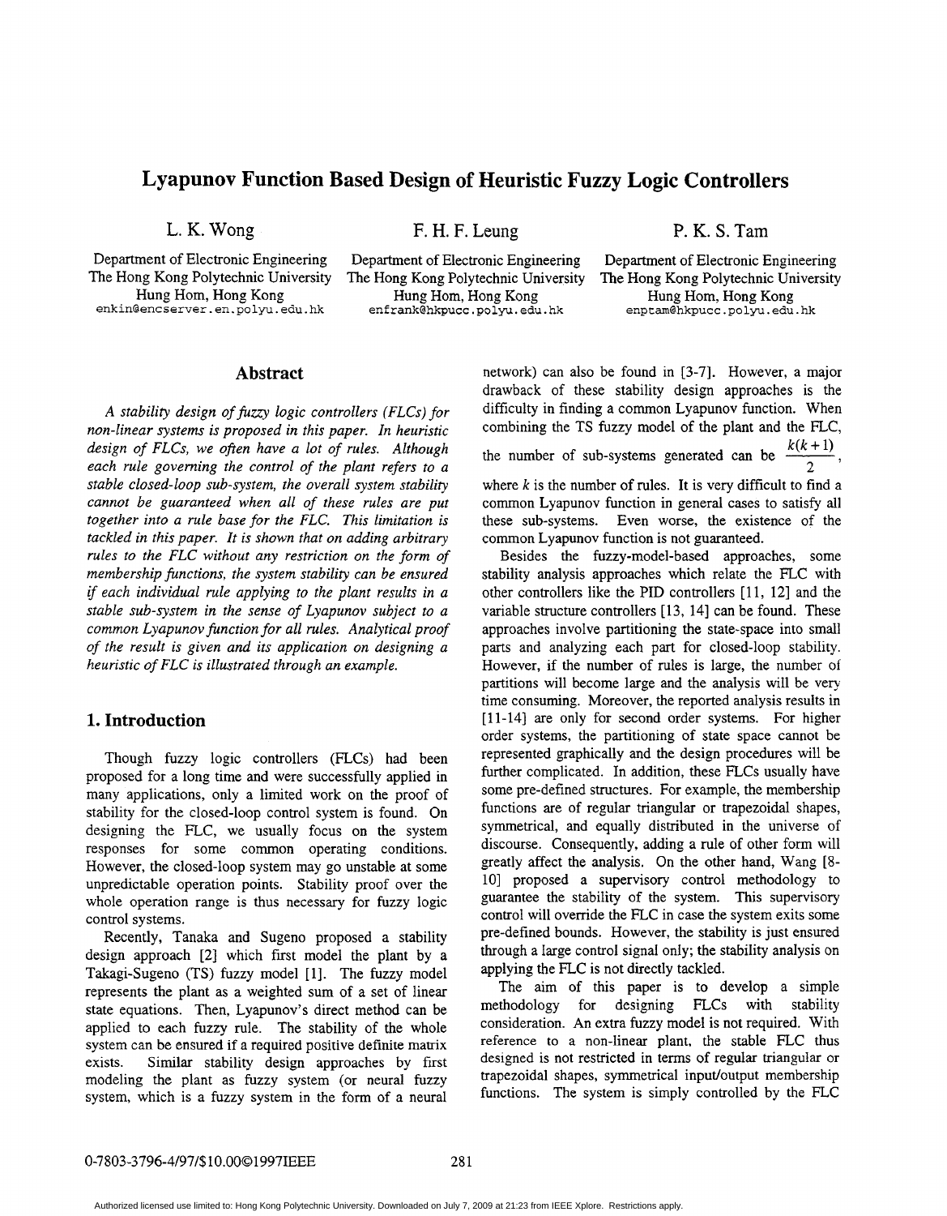# Lyapunov Function Based Design of Heuristic Fuzzy Logic Controllers

L. K. Wong
Department of Electronic Engineering
The Hong Kong Polytechnic University
Hung Hom, Hong Kong
enkin@encserver.en.polyu.edu.hk

F. H. F. Leung
Department of Electronic Engineering
The Hong Kong Polytechnic University
Hung Hom, Hong Kong
enfrank@hkpucc.polyu.edu.hk

P. K. S. Tam
Department of Electronic Engineering
The Hong Kong Polytechnic University
Hung Hom, Hong Kong
enptam@hkpucc.polyu.edu.hk

## Abstract

*A stability design of fuzzy logic controllers (FLCs) for non-linear systems is proposed in this paper. In heuristic design of FLCs, we often have a lot of rules. Although each rule governing the control of the plant refers to a stable closed-loop sub-system, the overall system stability cannot be guaranteed when all of these rules are put together into a rule base for the FLC. This limitation is tackled in this paper. It is shown that on adding arbitrary rules to the FLC without any restriction on the form of membership functions, the system stability can be ensured if each individual rule applying to the plant results in a stable sub-system in the sense of Lyapunov subject to a common Lyapunov function for all rules. Analytical proof of the result is given and its application on designing a heuristic of FLC is illustrated through an example.*

## 1. Introduction

Though fuzzy logic controllers (FLCs) had been proposed for a long time and were successfully applied in many applications, only a limited work on the proof of stability for the closed-loop control system is found. On designing the FLC, we usually focus on the system responses for some common operating conditions. However, the closed-loop system may go unstable at some unpredictable operation points. Stability proof over the whole operation range is thus necessary for fuzzy logic control systems.

Recently, Tanaka and Sugeno proposed a stability design approach [2] which first model the plant by a Takagi-Sugeno (TS) fuzzy model [1]. The fuzzy model represents the plant as a weighted sum of a set of linear state equations. Then, Lyapunov's direct method can be applied to each fuzzy rule. The stability of the whole system can be ensured if a required positive definite matrix exists. Similar stability design approaches by first modeling the plant as fuzzy system (or neural fuzzy system, which is a fuzzy system in the form of a neural network) can also be found in [3-7]. However, a major drawback of these stability design approaches is the difficulty in finding a common Lyapunov function. When combining the TS fuzzy model of the plant and the FLC, the number of sub-systems generated can be $\frac{k(k+1)}{2}$, where $k$ is the number of rules. It is very difficult to find a common Lyapunov function in general cases to satisfy all these sub-systems. Even worse, the existence of the common Lyapunov function is not guaranteed.

Besides the fuzzy-model-based approaches, some stability analysis approaches which relate the FLC with other controllers like the PID controllers [11, 12] and the variable structure controllers [13, 14] can be found. These approaches involve partitioning the state-space into small parts and analyzing each part for closed-loop stability. However, if the number of rules is large, the number of partitions will become large and the analysis will be very time consuming. Moreover, the reported analysis results in [11-14] are only for second order systems. For higher order systems, the partitioning of state space cannot be represented graphically and the design procedures will be further complicated. In addition, these FLCs usually have some pre-defined structures. For example, the membership functions are of regular triangular or trapezoidal shapes, symmetrical, and equally distributed in the universe of discourse. Consequently, adding a rule of other form will greatly affect the analysis. On the other hand, Wang [8-10] proposed a supervisory control methodology to guarantee the stability of the system. This supervisory control will override the FLC in case the system exits some pre-defined bounds. However, the stability is just ensured through a large control signal only; the stability analysis on applying the FLC is not directly tackled.

The aim of this paper is to develop a simple methodology for designing FLCs with stability consideration. An extra fuzzy model is not required. With reference to a non-linear plant, the stable FLC thus designed is not restricted in terms of regular triangular or trapezoidal shapes, symmetrical input/output membership functions. The system is simply controlled by the FLC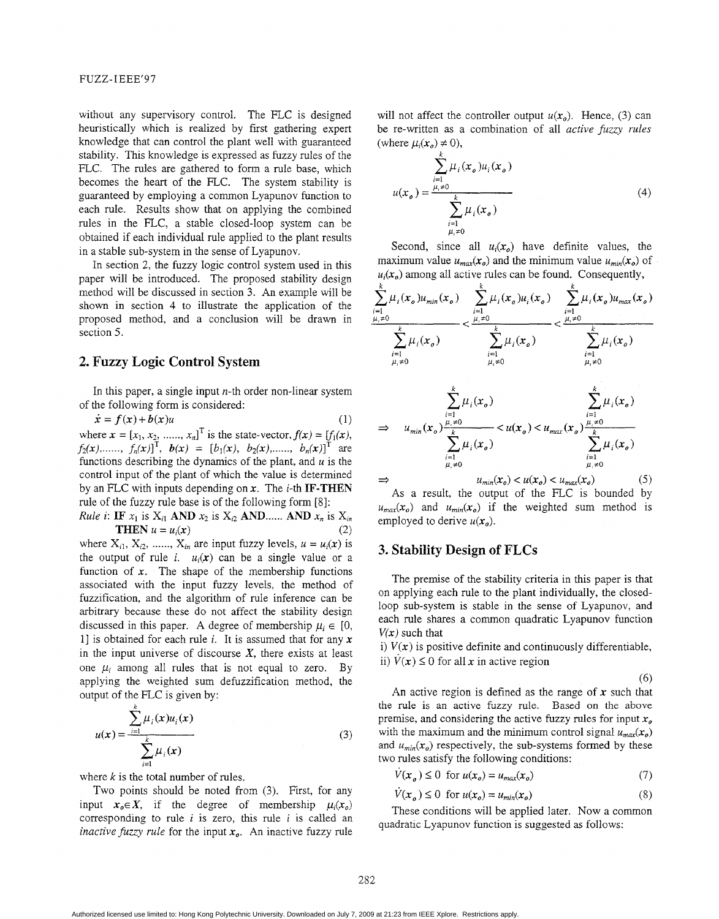without any supervisory control. The FLC is designed heuristically which is realized by first gathering expert knowledge that can control the plant well with guaranteed stability. This knowledge is expressed as fuzzy rules of the FLC. The rules are gathered to form a rule base, which becomes the heart of the FLC. The system stability is guaranteed by employing a common Lyapunov function to each rule. Results show that on applying the combined rules in the FLC, a stable closed-loop system can be obtained if each individual rule applied to the plant results in a stable sub-system in the sense of Lyapunov.

In section 2, the fuzzy logic control system used in this paper will be introduced. The proposed stability design method will be discussed in section 3. An example will be shown in section 4 to illustrate the application of the proposed method, and a conclusion will be drawn in section 5.

## 2. Fuzzy Logic Control System

In this paper, a single input $n$-th order non-linear system of the following form is considered:

$$\dot{\boldsymbol{x}} = \boldsymbol{f}(\boldsymbol{x}) + \boldsymbol{b}(\boldsymbol{x})u \tag{1}$$

where $\boldsymbol{x} = [x_1, x_2, \ldots\ldots, x_n]^T$ is the state-vector, $\boldsymbol{f}(\boldsymbol{x}) = [f_1(\boldsymbol{x}), f_2(\boldsymbol{x}), \ldots\ldots, f_n(\boldsymbol{x})]^T$, $\boldsymbol{b}(\boldsymbol{x}) = [b_1(\boldsymbol{x}), b_2(\boldsymbol{x}), \ldots\ldots, b_n(\boldsymbol{x})]^T$ are functions describing the dynamics of the plant, and $u$ is the control input of the plant of which the value is determined by an FLC with inputs depending on $\boldsymbol{x}$. The $i$-th **IF-THEN** rule of the fuzzy rule base is of the following form [8]:

*Rule i*: **IF** $x_1$ is $X_{i1}$ **AND** $x_2$ is $X_{i2}$ **AND**...... **AND** $x_n$ is $X_{in}$ **THEN** $u = u_i(\boldsymbol{x})$ (2)

where $X_{i1}, X_{i2}, \ldots\ldots, X_{in}$ are input fuzzy levels, $u = u_i(\boldsymbol{x})$ is the output of rule $i$. $u_i(\boldsymbol{x})$ can be a single value or a function of $\boldsymbol{x}$. The shape of the membership functions associated with the input fuzzy levels, the method of fuzzification, and the algorithm of rule inference can be arbitrary because these do not affect the stability design discussed in this paper. A degree of membership $\mu_i \in [0, 1]$ is obtained for each rule $i$. It is assumed that for any $\boldsymbol{x}$ in the input universe of discourse $\boldsymbol{X}$, there exists at least one $\mu_i$ among all rules that is not equal to zero. By applying the weighted sum defuzzification method, the output of the FLC is given by:

$$u(\boldsymbol{x}) = \frac{\sum_{i=1}^{k} \mu_i(\boldsymbol{x}) u_i(\boldsymbol{x})}{\sum_{i=1}^{k} \mu_i(\boldsymbol{x})} \tag{3}$$

where $k$ is the total number of rules.

Two points should be noted from (3). First, for any input $\boldsymbol{x}_o \in \boldsymbol{X}$, if the degree of membership $\mu_i(\boldsymbol{x}_o)$ corresponding to rule $i$ is zero, this rule $i$ is called an *inactive fuzzy rule* for the input $\boldsymbol{x}_o$. An inactive fuzzy rule will not affect the controller output $u(\boldsymbol{x}_o)$. Hence, (3) can be re-written as a combination of all *active fuzzy rules* (where $\mu_i(\boldsymbol{x}_o) \neq 0$),

$$u(\boldsymbol{x}_o) = \frac{\sum_{\substack{i=1 \\ \mu_i \neq 0}}^{k} \mu_i(\boldsymbol{x}_o) u_i(\boldsymbol{x}_o)}{\sum_{\substack{i=1 \\ \mu_i \neq 0}}^{k} \mu_i(\boldsymbol{x}_o)} \tag{4}$$

Second, since all $u_i(\boldsymbol{x}_o)$ have definite values, the maximum value $u_{max}(\boldsymbol{x}_o)$ and the minimum value $u_{min}(\boldsymbol{x}_o)$ of $u_i(\boldsymbol{x}_o)$ among all active rules can be found. Consequently,

$$\frac{\sum_{\substack{i=1 \\ \mu_i \neq 0}}^{k} \mu_i(\boldsymbol{x}_o) u_{min}(\boldsymbol{x}_o)}{\sum_{\substack{i=1 \\ \mu_i \neq 0}}^{k} \mu_i(\boldsymbol{x}_o)} < \frac{\sum_{\substack{i=1 \\ \mu_i \neq 0}}^{k} \mu_i(\boldsymbol{x}_o) u_i(\boldsymbol{x}_o)}{\sum_{\substack{i=1 \\ \mu_i \neq 0}}^{k} \mu_i(\boldsymbol{x}_o)} < \frac{\sum_{\substack{i=1 \\ \mu_i \neq 0}}^{k} \mu_i(\boldsymbol{x}_o) u_{max}(\boldsymbol{x}_o)}{\sum_{\substack{i=1 \\ \mu_i \neq 0}}^{k} \mu_i(\boldsymbol{x}_o)}$$

$$\Rightarrow \quad u_{min}(\boldsymbol{x}_o) \frac{\sum_{\substack{i=1 \\ \mu_i \neq 0}}^{k} \mu_i(\boldsymbol{x}_o)}{\sum_{\substack{i=1 \\ \mu_i \neq 0}}^{k} \mu_i(\boldsymbol{x}_o)} < u(\boldsymbol{x}_o) < u_{max}(\boldsymbol{x}_o) \frac{\sum_{\substack{i=1 \\ \mu_i \neq 0}}^{k} \mu_i(\boldsymbol{x}_o)}{\sum_{\substack{i=1 \\ \mu_i \neq 0}}^{k} \mu_i(\boldsymbol{x}_o)}$$

$$\Rightarrow \quad u_{min}(\boldsymbol{x}_o) < u(\boldsymbol{x}_o) < u_{max}(\boldsymbol{x}_o) \tag{5}$$

As a result, the output of the FLC is bounded by $u_{max}(\boldsymbol{x}_o)$ and $u_{min}(\boldsymbol{x}_o)$ if the weighted sum method is employed to derive $u(\boldsymbol{x}_o)$.

## 3. Stability Design of FLCs

The premise of the stability criteria in this paper is that on applying each rule to the plant individually, the closed-loop sub-system is stable in the sense of Lyapunov, and each rule shares a common quadratic Lyapunov function $V(\boldsymbol{x})$ such that

i) $V(\boldsymbol{x})$ is positive definite and continuously differentiable,

ii) $\dot{V}(\boldsymbol{x}) \leq 0$ for all $\boldsymbol{x}$ in active region

(6)

An active region is defined as the range of $\boldsymbol{x}$ such that the rule is an active fuzzy rule. Based on the above premise, and considering the active fuzzy rules for input $\boldsymbol{x}_o$ with the maximum and the minimum control signal $u_{max}(\boldsymbol{x}_o)$ and $u_{min}(\boldsymbol{x}_o)$ respectively, the sub-systems formed by these two rules satisfy the following conditions:

$$\dot{V}(\boldsymbol{x}_o) \leq 0 \;\text{ for } u(\boldsymbol{x}_o) = u_{max}(\boldsymbol{x}_o) \tag{7}$$

$$\dot{V}(\boldsymbol{x}_o) \leq 0 \;\text{ for } u(\boldsymbol{x}_o) = u_{min}(\boldsymbol{x}_o) \tag{8}$$

These conditions will be applied later. Now a common quadratic Lyapunov function is suggested as follows: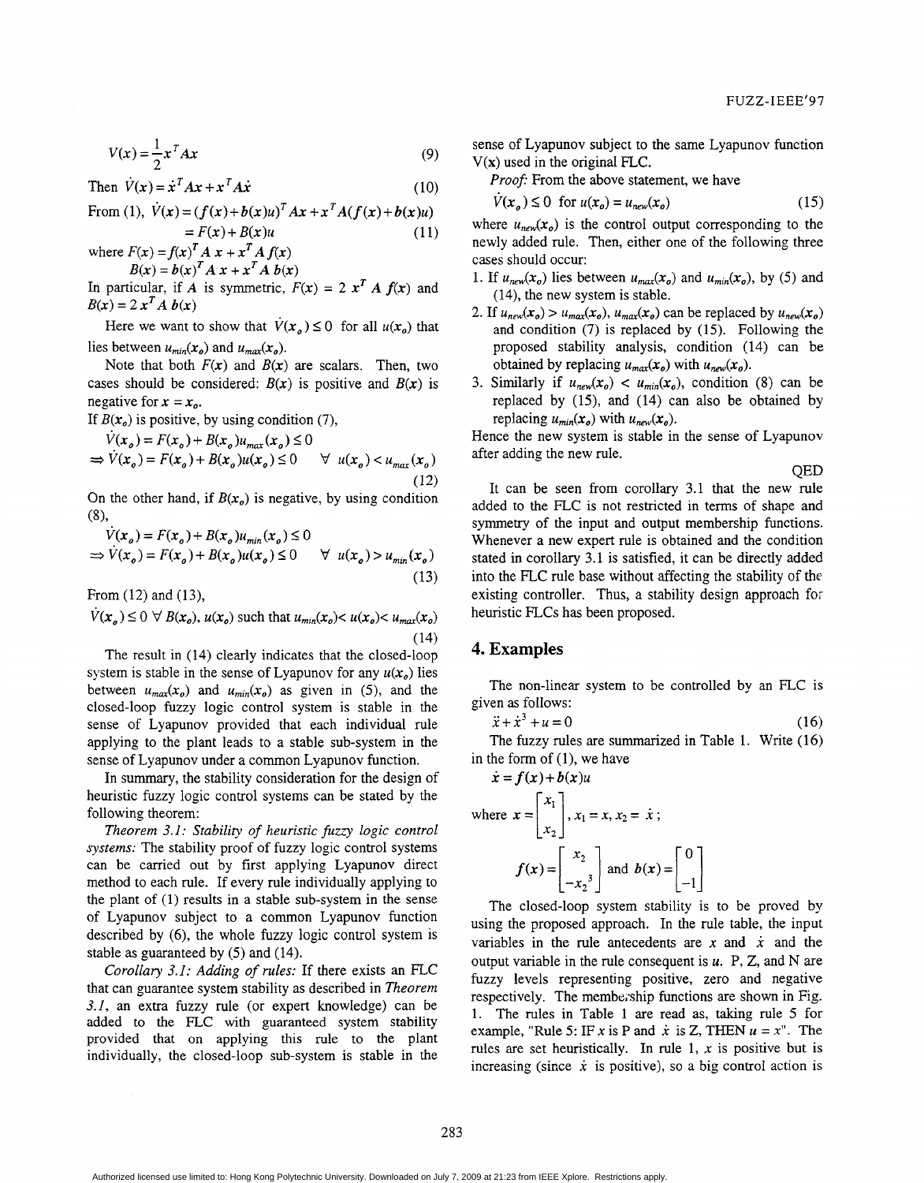$$V(x) = \frac{1}{2} x^T A x \tag{9}$$

Then $\dot{V}(x) = \dot{x}^T A x + x^T A \dot{x}$ (10)

From (1), $\dot{V}(x) = (f(x) + b(x)u)^T A x + x^T A (f(x) + b(x)u)$

$$= F(x) + B(x)u \tag{11}$$

where $F(x) = f(x)^T A\, x + x^T A\, f(x)$

$B(x) = b(x)^T A\, x + x^T A\, b(x)$

In particular, if $A$ is symmetric, $F(x) = 2\, x^T A\, f(x)$ and $B(x) = 2\, x^T A\, b(x)$

Here we want to show that $\dot{V}(x_o) \leq 0$ for all $u(x_o)$ that lies between $u_{min}(x_o)$ and $u_{max}(x_o)$.

Note that both $F(x)$ and $B(x)$ are scalars. Then, two cases should be considered: $B(x)$ is positive and $B(x)$ is negative for $x = x_o$.

If $B(x_o)$ is positive, by using condition (7),

$$\dot{V}(x_o) = F(x_o) + B(x_o) u_{max}(x_o) \leq 0$$

$$\Rightarrow \dot{V}(x_o) = F(x_o) + B(x_o) u(x_o) \leq 0 \quad \forall\ u(x_o) < u_{max}(x_o) \tag{12}$$

On the other hand, if $B(x_o)$ is negative, by using condition (8),

$$\dot{V}(x_o) = F(x_o) + B(x_o) u_{min}(x_o) \leq 0$$

$$\Rightarrow \dot{V}(x_o) = F(x_o) + B(x_o) u(x_o) \leq 0 \quad \forall\ u(x_o) > u_{min}(x_o) \tag{13}$$

From (12) and (13),

$$\dot{V}(x_o) \leq 0\ \forall\ B(x_o),\ u(x_o) \text{ such that } u_{min}(x_o) < u(x_o) < u_{max}(x_o) \tag{14}$$

The result in (14) clearly indicates that the closed-loop system is stable in the sense of Lyapunov for any $u(x_o)$ lies between $u_{max}(x_o)$ and $u_{min}(x_o)$ as given in (5), and the closed-loop fuzzy logic control system is stable in the sense of Lyapunov provided that each individual rule applying to the plant leads to a stable sub-system in the sense of Lyapunov under a common Lyapunov function.

In summary, the stability consideration for the design of heuristic fuzzy logic control systems can be stated by the following theorem:

*Theorem 3.1: Stability of heuristic fuzzy logic control systems:* The stability proof of fuzzy logic control systems can be carried out by first applying Lyapunov direct method to each rule. If every rule individually applying to the plant of (1) results in a stable sub-system in the sense of Lyapunov subject to a common Lyapunov function described by (6), the whole fuzzy logic control system is stable as guaranteed by (5) and (14).

*Corollary 3.1: Adding of rules:* If there exists an FLC that can guarantee system stability as described in *Theorem 3.1*, an extra fuzzy rule (or expert knowledge) can be added to the FLC with guaranteed system stability provided that on applying this rule to the plant individually, the closed-loop sub-system is stable in the sense of Lyapunov subject to the same Lyapunov function $V(x)$ used in the original FLC.

*Proof:* From the above statement, we have

$$\dot{V}(x_o) \leq 0 \text{ for } u(x_o) = u_{new}(x_o) \tag{15}$$

where $u_{new}(x_o)$ is the control output corresponding to the newly added rule. Then, either one of the following three cases should occur:

1. If $u_{new}(x_o)$ lies between $u_{max}(x_o)$ and $u_{min}(x_o)$, by (5) and (14), the new system is stable.
2. If $u_{new}(x_o) > u_{max}(x_o)$, $u_{max}(x_o)$ can be replaced by $u_{new}(x_o)$ and condition (7) is replaced by (15). Following the proposed stability analysis, condition (14) can be obtained by replacing $u_{max}(x_o)$ with $u_{new}(x_o)$.
3. Similarly if $u_{new}(x_o) < u_{min}(x_o)$, condition (8) can be replaced by (15), and (14) can also be obtained by replacing $u_{min}(x_o)$ with $u_{new}(x_o)$.

Hence the new system is stable in the sense of Lyapunov after adding the new rule.

QED

It can be seen from corollary 3.1 that the new rule added to the FLC is not restricted in terms of shape and symmetry of the input and output membership functions. Whenever a new expert rule is obtained and the condition stated in corollary 3.1 is satisfied, it can be directly added into the FLC rule base without affecting the stability of the existing controller. Thus, a stability design approach for heuristic FLCs has been proposed.

## 4. Examples

The non-linear system to be controlled by an FLC is given as follows:

$$\ddot{x} + \dot{x}^3 + u = 0 \tag{16}$$

The fuzzy rules are summarized in Table 1. Write (16) in the form of (1), we have

$$\dot{x} = f(x) + b(x)u$$

where $x = \begin{bmatrix} x_1 \\ x_2 \end{bmatrix}$, $x_1 = x$, $x_2 = \dot{x}$;

$$f(x) = \begin{bmatrix} x_2 \\ -x_2^{\,3} \end{bmatrix} \text{ and } b(x) = \begin{bmatrix} 0 \\ -1 \end{bmatrix}$$

The closed-loop system stability is to be proved by using the proposed approach. In the rule table, the input variables in the rule antecedents are $x$ and $\dot{x}$ and the output variable in the rule consequent is $u$. P, Z, and N are fuzzy levels representing positive, zero and negative respectively. The membership functions are shown in Fig. 1. The rules in Table 1 are read as, taking rule 5 for example, "Rule 5: IF $x$ is P and $\dot{x}$ is Z, THEN $u = x$". The rules are set heuristically. In rule 1, $x$ is positive but is increasing (since $\dot{x}$ is positive), so a big control action is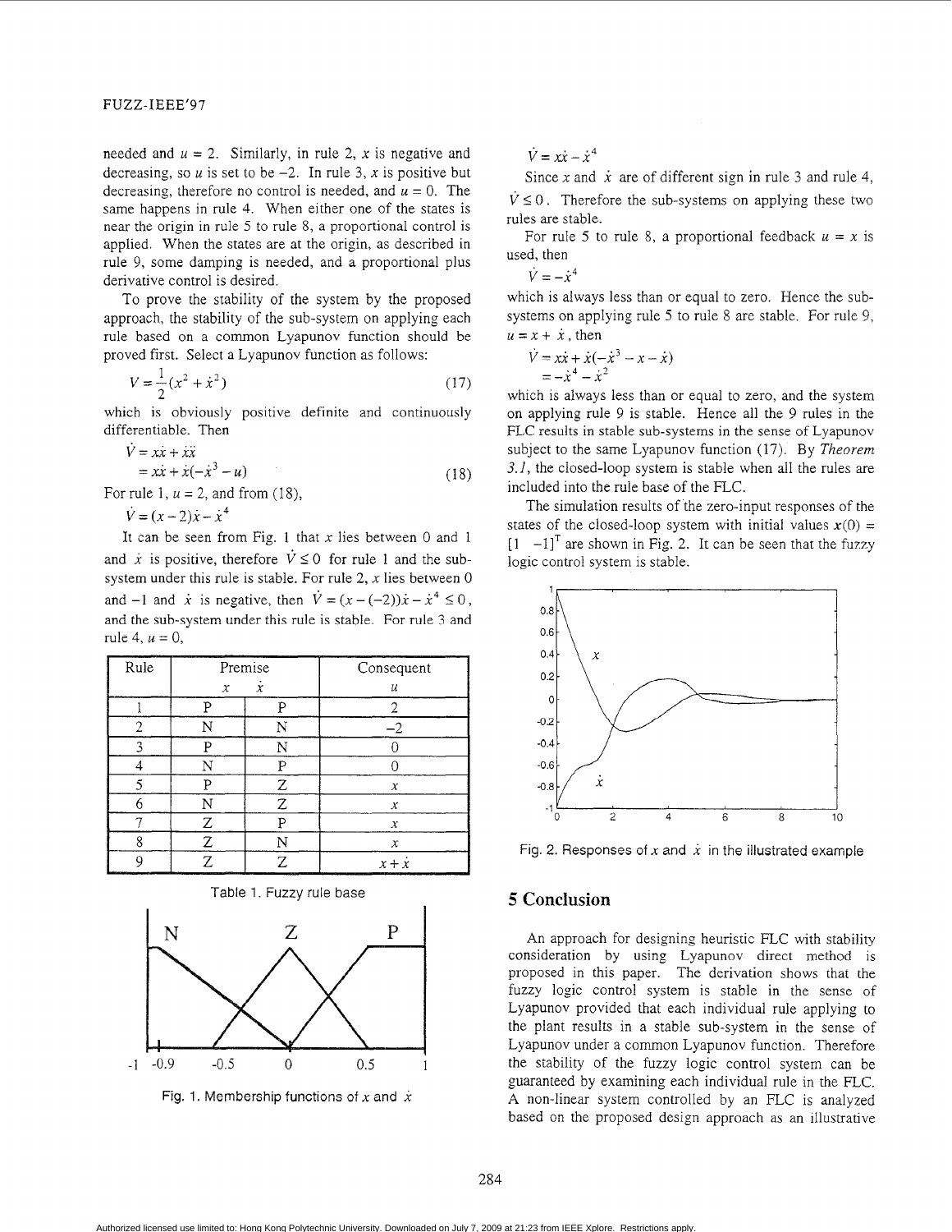needed and $u = 2$. Similarly, in rule 2, $x$ is negative and decreasing, so $u$ is set to be $-2$. In rule 3, $x$ is positive but decreasing, therefore no control is needed, and $u = 0$. The same happens in rule 4. When either one of the states is near the origin in rule 5 to rule 8, a proportional control is applied. When the states are at the origin, as described in rule 9, some damping is needed, and a proportional plus derivative control is desired.

To prove the stability of the system by the proposed approach, the stability of the sub-system on applying each rule based on a common Lyapunov function should be proved first. Select a Lyapunov function as follows:

$$V = \frac{1}{2}(x^2 + \dot{x}^2) \tag{17}$$

which is obviously positive definite and continuously differentiable. Then

$$\begin{aligned} \dot{V} &= x\dot{x} + \dot{x}\ddot{x} \\ &= x\dot{x} + \dot{x}(-\dot{x}^3 - u) \end{aligned} \tag{18}$$

For rule 1, $u = 2$, and from (18),

$$\dot{V} = (x - 2)\dot{x} - \dot{x}^4$$

It can be seen from Fig. 1 that $x$ lies between 0 and 1 and $\dot{x}$ is positive, therefore $\dot{V} \leq 0$ for rule 1 and the sub-system under this rule is stable. For rule 2, $x$ lies between 0 and $-1$ and $\dot{x}$ is negative, then $\dot{V} = (x - (-2))\dot{x} - \dot{x}^4 \leq 0$, and the sub-system under this rule is stable. For rule 3 and rule 4, $u = 0$,

| Rule | Premise | | Consequent |
|---|---|---|---|
| | $x$ | $\dot{x}$ | $u$ |
| 1 | P | P | 2 |
| 2 | N | N | $-2$ |
| 3 | P | N | 0 |
| 4 | N | P | 0 |
| 5 | P | Z | $x$ |
| 6 | N | Z | $x$ |
| 7 | Z | P | $x$ |
| 8 | Z | N | $x$ |
| 9 | Z | Z | $x + \dot{x}$ |

Table 1. Fuzzy rule base

Fig. 1. Membership functions of $x$ and $\dot{x}$

$$\dot{V} = x\dot{x} - \dot{x}^4$$

Since $x$ and $\dot{x}$ are of different sign in rule 3 and rule 4, $\dot{V} \leq 0$. Therefore the sub-systems on applying these two rules are stable.

For rule 5 to rule 8, a proportional feedback $u = x$ is used, then

$$\dot{V} = -\dot{x}^4$$

which is always less than or equal to zero. Hence the sub-systems on applying rule 5 to rule 8 are stable. For rule 9, $u = x + \dot{x}$, then

$$\begin{aligned} \dot{V} &= x\dot{x} + \dot{x}(-\dot{x}^3 - x - \dot{x}) \\ &= -\dot{x}^4 - \dot{x}^2 \end{aligned}$$

which is always less than or equal to zero, and the system on applying rule 9 is stable. Hence all the 9 rules in the FLC results in stable sub-systems in the sense of Lyapunov subject to the same Lyapunov function (17). By *Theorem 3.1*, the closed-loop system is stable when all the rules are included into the rule base of the FLC.

The simulation results of the zero-input responses of the states of the closed-loop system with initial values $\mathbf{x}(0) = [1 \;\; -1]^T$ are shown in Fig. 2. It can be seen that the fuzzy logic control system is stable.

Fig. 2. Responses of $x$ and $\dot{x}$ in the illustrated example

## 5 Conclusion

An approach for designing heuristic FLC with stability consideration by using Lyapunov direct method is proposed in this paper. The derivation shows that the fuzzy logic control system is stable in the sense of Lyapunov provided that each individual rule applying to the plant results in a stable sub-system in the sense of Lyapunov under a common Lyapunov function. Therefore the stability of the fuzzy logic control system can be guaranteed by examining each individual rule in the FLC. A non-linear system controlled by an FLC is analyzed based on the proposed design approach as an illustrative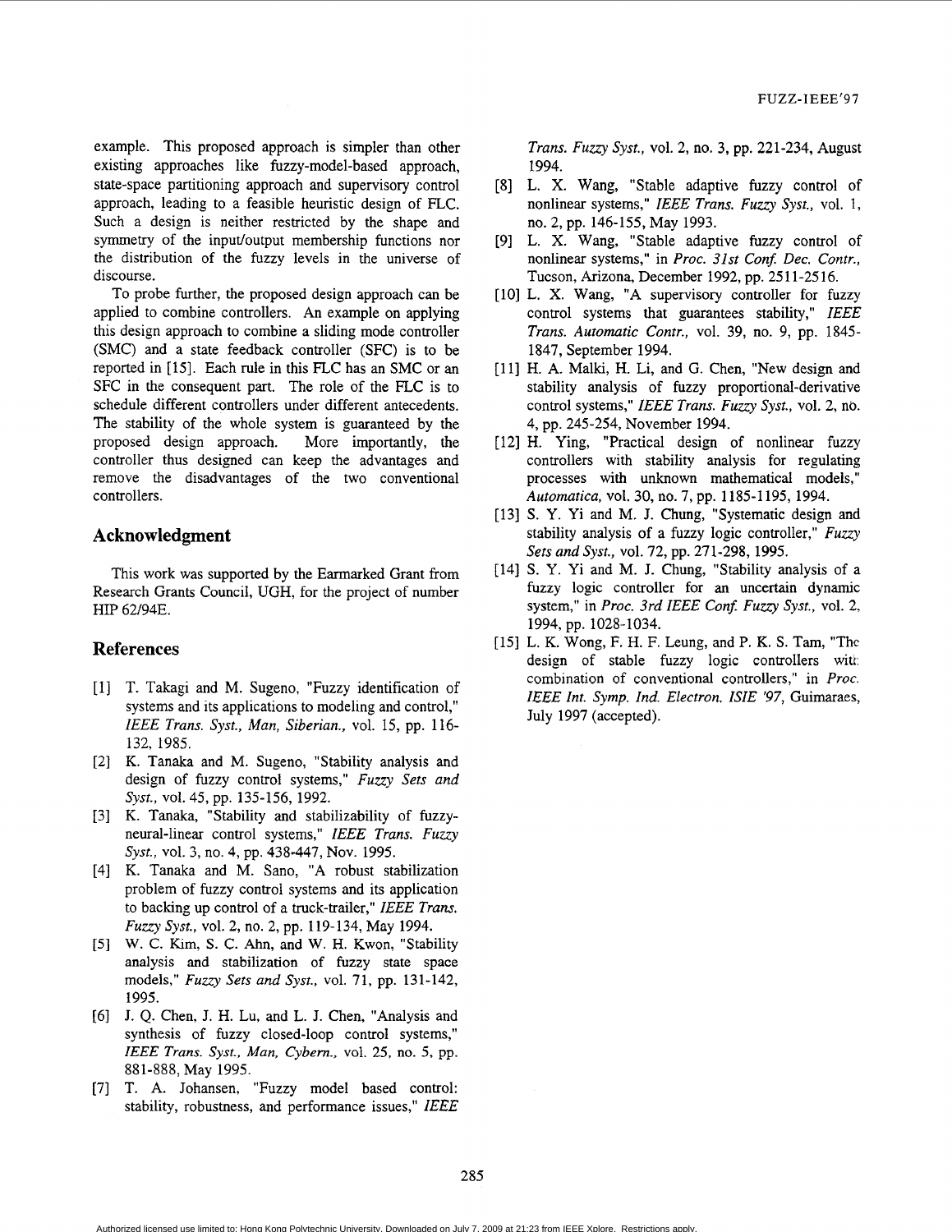example. This proposed approach is simpler than other existing approaches like fuzzy-model-based approach, state-space partitioning approach and supervisory control approach, leading to a feasible heuristic design of FLC. Such a design is neither restricted by the shape and symmetry of the input/output membership functions nor the distribution of the fuzzy levels in the universe of discourse.

To probe further, the proposed design approach can be applied to combine controllers. An example on applying this design approach to combine a sliding mode controller (SMC) and a state feedback controller (SFC) is to be reported in [15]. Each rule in this FLC has an SMC or an SFC in the consequent part. The role of the FLC is to schedule different controllers under different antecedents. The stability of the whole system is guaranteed by the proposed design approach. More importantly, the controller thus designed can keep the advantages and remove the disadvantages of the two conventional controllers.

## Acknowledgment

This work was supported by the Earmarked Grant from Research Grants Council, UGH, for the project of number HIP 62/94E.

## References

[1] T. Takagi and M. Sugeno, "Fuzzy identification of systems and its applications to modeling and control," *IEEE Trans. Syst., Man, Siberian.*, vol. 15, pp. 116-132, 1985.

[2] K. Tanaka and M. Sugeno, "Stability analysis and design of fuzzy control systems," *Fuzzy Sets and Syst.*, vol. 45, pp. 135-156, 1992.

[3] K. Tanaka, "Stability and stabilizability of fuzzy-neural-linear control systems," *IEEE Trans. Fuzzy Syst.*, vol. 3, no. 4, pp. 438-447, Nov. 1995.

[4] K. Tanaka and M. Sano, "A robust stabilization problem of fuzzy control systems and its application to backing up control of a truck-trailer," *IEEE Trans. Fuzzy Syst.*, vol. 2, no. 2, pp. 119-134, May 1994.

[5] W. C. Kim, S. C. Ahn, and W. H. Kwon, "Stability analysis and stabilization of fuzzy state space models," *Fuzzy Sets and Syst.*, vol. 71, pp. 131-142, 1995.

[6] J. Q. Chen, J. H. Lu, and L. J. Chen, "Analysis and synthesis of fuzzy closed-loop control systems," *IEEE Trans. Syst., Man, Cybern.*, vol. 25, no. 5, pp. 881-888, May 1995.

[7] T. A. Johansen, "Fuzzy model based control: stability, robustness, and performance issues," *IEEE Trans. Fuzzy Syst.*, vol. 2, no. 3, pp. 221-234, August 1994.

[8] L. X. Wang, "Stable adaptive fuzzy control of nonlinear systems," *IEEE Trans. Fuzzy Syst.*, vol. 1, no. 2, pp. 146-155, May 1993.

[9] L. X. Wang, "Stable adaptive fuzzy control of nonlinear systems," in *Proc. 31st Conf. Dec. Contr.*, Tucson, Arizona, December 1992, pp. 2511-2516.

[10] L. X. Wang, "A supervisory controller for fuzzy control systems that guarantees stability," *IEEE Trans. Automatic Contr.*, vol. 39, no. 9, pp. 1845-1847, September 1994.

[11] H. A. Malki, H. Li, and G. Chen, "New design and stability analysis of fuzzy proportional-derivative control systems," *IEEE Trans. Fuzzy Syst.*, vol. 2, no. 4, pp. 245-254, November 1994.

[12] H. Ying, "Practical design of nonlinear fuzzy controllers with stability analysis for regulating processes with unknown mathematical models," *Automatica*, vol. 30, no. 7, pp. 1185-1195, 1994.

[13] S. Y. Yi and M. J. Chung, "Systematic design and stability analysis of a fuzzy logic controller," *Fuzzy Sets and Syst.*, vol. 72, pp. 271-298, 1995.

[14] S. Y. Yi and M. J. Chung, "Stability analysis of a fuzzy logic controller for an uncertain dynamic system," in *Proc. 3rd IEEE Conf. Fuzzy Syst.*, vol. 2, 1994, pp. 1028-1034.

[15] L. K. Wong, F. H. F. Leung, and P. K. S. Tam, "The design of stable fuzzy logic controllers with combination of conventional controllers," in *Proc. IEEE Int. Symp. Ind. Electron. ISIE '97*, Guimaraes, July 1997 (accepted).